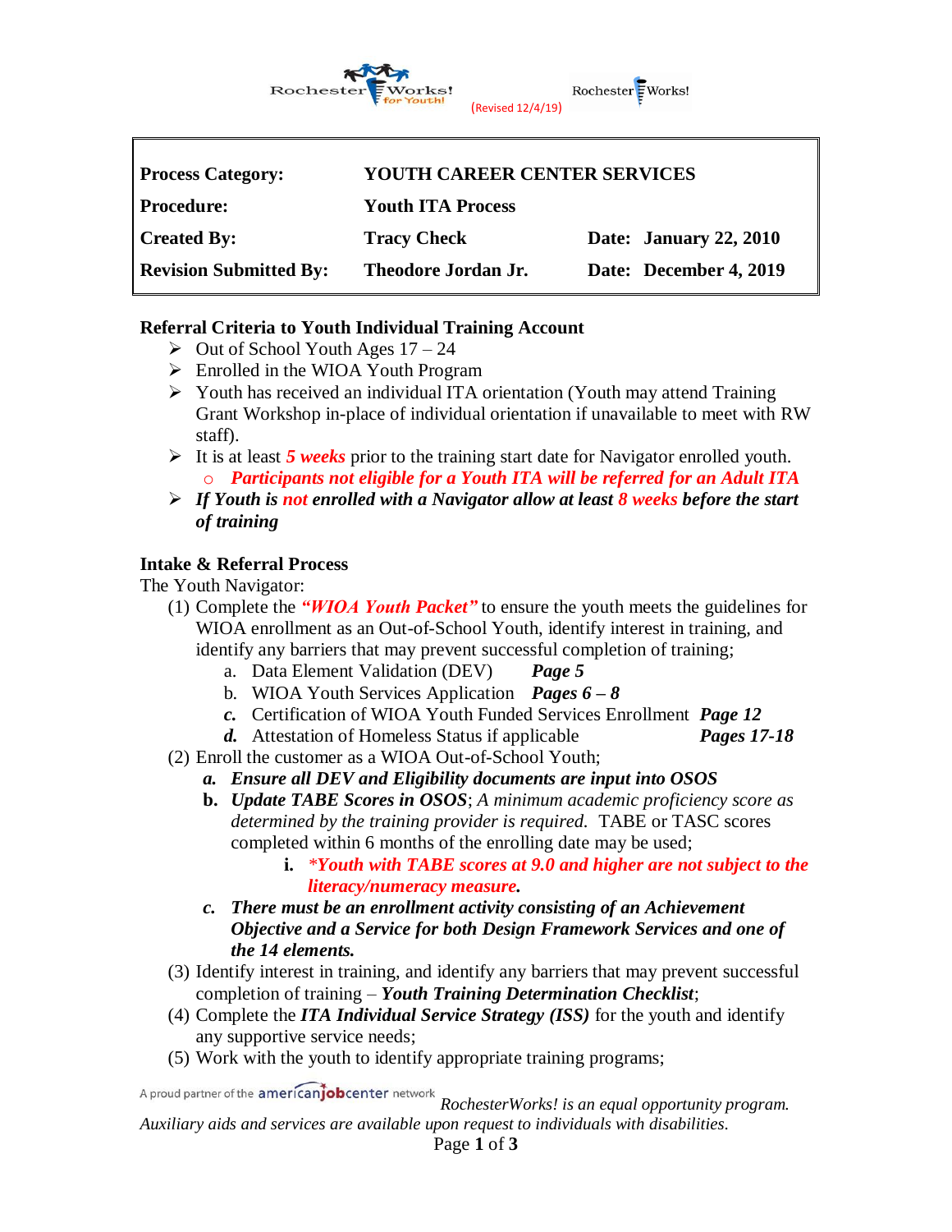(Revised 12/4/19)

| | | |
|---|---|---|
| **Process Category:** | **YOUTH CAREER CENTER SERVICES** | |
| **Procedure:** | **Youth ITA Process** | |
| **Created By:** | **Tracy Check** | **Date: January 22, 2010** |
| **Revision Submitted By:** | **Theodore Jordan Jr.** | **Date: December 4, 2019** |

**Referral Criteria to Youth Individual Training Account**

- Out of School Youth Ages 17 – 24
- Enrolled in the WIOA Youth Program
- Youth has received an individual ITA orientation (Youth may attend Training Grant Workshop in-place of individual orientation if unavailable to meet with RW staff).
- It is at least ***5 weeks*** prior to the training start date for Navigator enrolled youth.
  - ***Participants not eligible for a Youth ITA will be referred for an Adult ITA***
- ***If Youth is not enrolled with a Navigator allow at least 8 weeks before the start of training***

**Intake & Referral Process**

The Youth Navigator:

(1) Complete the ***"WIOA Youth Packet"*** to ensure the youth meets the guidelines for WIOA enrollment as an Out-of-School Youth, identify interest in training, and identify any barriers that may prevent successful completion of training;
   a. Data Element Validation (DEV) ***Page 5***
   b. WIOA Youth Services Application ***Pages 6 – 8***
   ***c.*** Certification of WIOA Youth Funded Services Enrollment ***Page 12***
   ***d.*** Attestation of Homeless Status if applicable ***Pages 17-18***

(2) Enroll the customer as a WIOA Out-of-School Youth;
   ***a. Ensure all DEV and Eligibility documents are input into OSOS***
   **b.** ***Update TABE Scores in OSOS****; A minimum academic proficiency score as determined by the training provider is required.* TABE or TASC scores completed within 6 months of the enrolling date may be used;
      **i.** ****Youth with TABE scores at 9.0 and higher are not subject to the literacy/numeracy measure.***
   ***c. There must be an enrollment activity consisting of an Achievement Objective and a Service for both Design Framework Services and one of the 14 elements.***

(3) Identify interest in training, and identify any barriers that may prevent successful completion of training – ***Youth Training Determination Checklist***;

(4) Complete the ***ITA Individual Service Strategy (ISS)*** for the youth and identify any supportive service needs;

(5) Work with the youth to identify appropriate training programs;

A proud partner of the americanjobcenter network *RochesterWorks! is an equal opportunity program. Auxiliary aids and services are available upon request to individuals with disabilities.*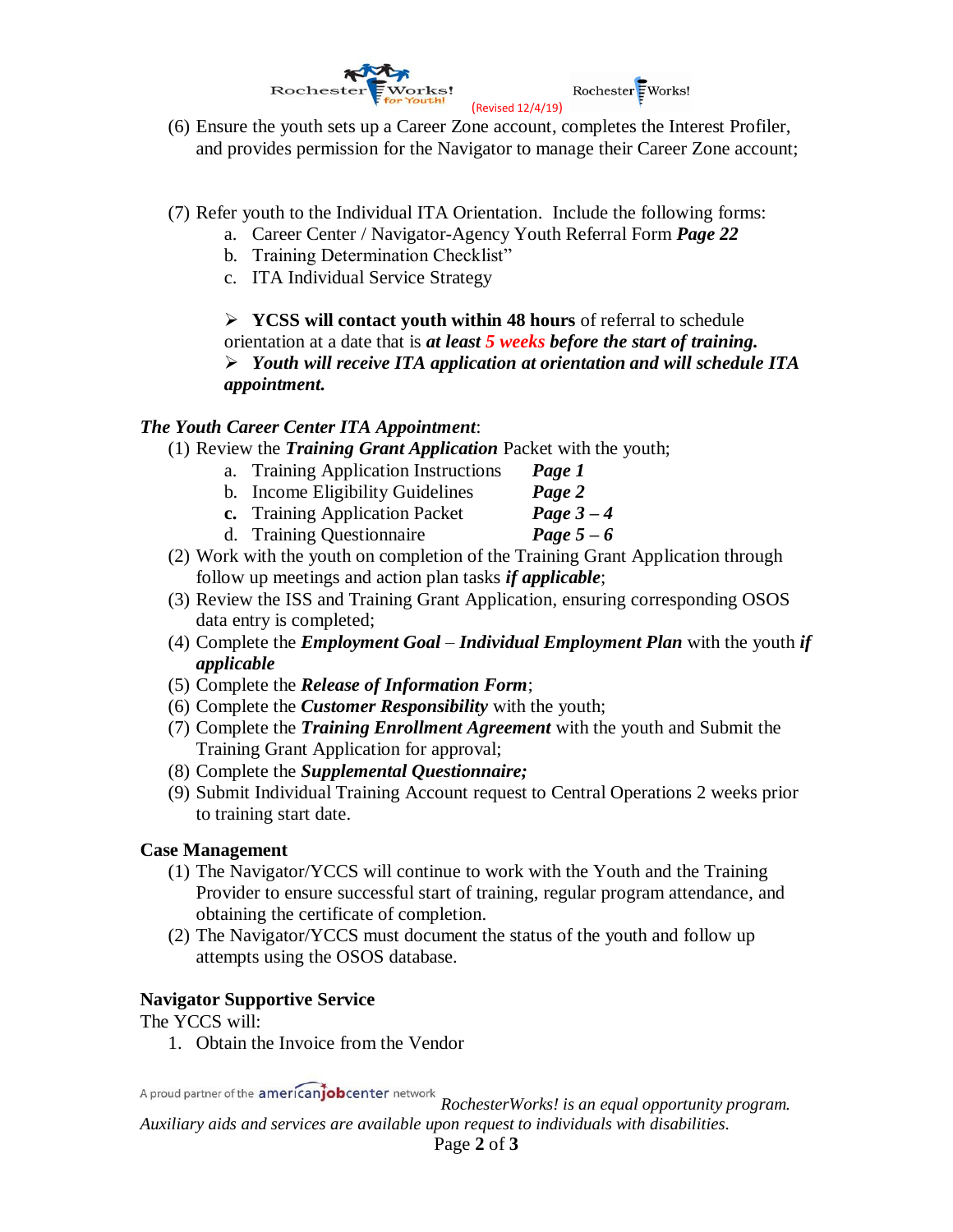(6) Ensure the youth sets up a Career Zone account, completes the Interest Profiler, and provides permission for the Navigator to manage their Career Zone account;

(7) Refer youth to the Individual ITA Orientation. Include the following forms:
   a. Career Center / Navigator-Agency Youth Referral Form ***Page 22***
   b. Training Determination Checklist"
   c. ITA Individual Service Strategy

   - **YCSS will contact youth within 48 hours** of referral to schedule orientation at a date that is ***at least 5 weeks before the start of training.***
   - ***Youth will receive ITA application at orientation and will schedule ITA appointment.***

***The Youth Career Center ITA Appointment***:

(1) Review the ***Training Grant Application*** Packet with the youth;
   a. Training Application Instructions ***Page 1***
   b. Income Eligibility Guidelines ***Page 2***
   c. Training Application Packet ***Page 3 – 4***
   d. Training Questionnaire ***Page 5 – 6***

(2) Work with the youth on completion of the Training Grant Application through follow up meetings and action plan tasks ***if applicable***;

(3) Review the ISS and Training Grant Application, ensuring corresponding OSOS data entry is completed;

(4) Complete the ***Employment Goal*** – ***Individual Employment Plan*** with the youth ***if applicable***

(5) Complete the ***Release of Information Form***;

(6) Complete the ***Customer Responsibility*** with the youth;

(7) Complete the ***Training Enrollment Agreement*** with the youth and Submit the Training Grant Application for approval;

(8) Complete the ***Supplemental Questionnaire;***

(9) Submit Individual Training Account request to Central Operations 2 weeks prior to training start date.

**Case Management**

(1) The Navigator/YCCS will continue to work with the Youth and the Training Provider to ensure successful start of training, regular program attendance, and obtaining the certificate of completion.

(2) The Navigator/YCCS must document the status of the youth and follow up attempts using the OSOS database.

**Navigator Supportive Service**

The YCCS will:

1. Obtain the Invoice from the Vendor

*RochesterWorks! is an equal opportunity program. Auxiliary aids and services are available upon request to individuals with disabilities.*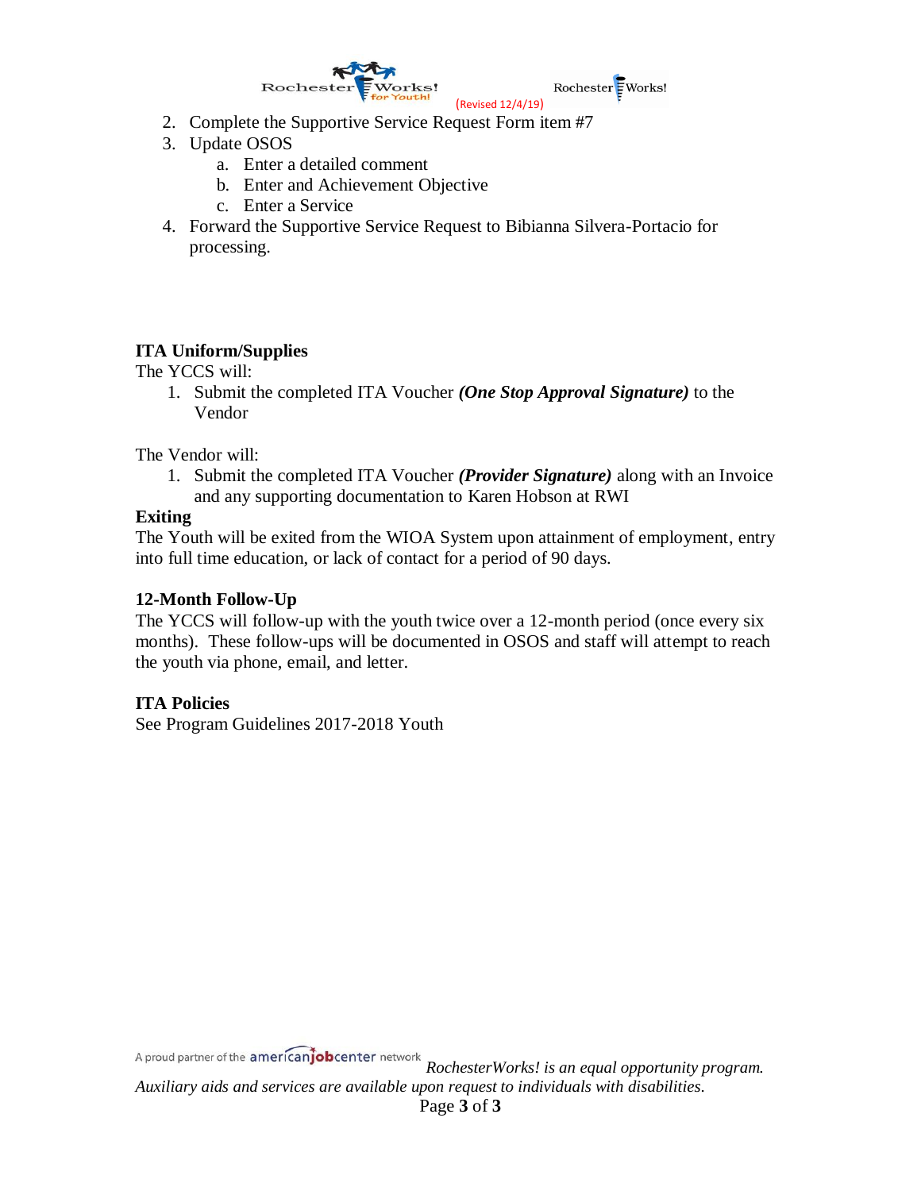2. Complete the Supportive Service Request Form item #7
3. Update OSOS
    a. Enter a detailed comment
    b. Enter and Achievement Objective
    c. Enter a Service
4. Forward the Supportive Service Request to Bibianna Silvera-Portacio for processing.

**ITA Uniform/Supplies**

The YCCS will:

1. Submit the completed ITA Voucher ***(One Stop Approval Signature)*** to the Vendor

The Vendor will:

1. Submit the completed ITA Voucher ***(Provider Signature)*** along with an Invoice and any supporting documentation to Karen Hobson at RWI

**Exiting**

The Youth will be exited from the WIOA System upon attainment of employment, entry into full time education, or lack of contact for a period of 90 days.

**12-Month Follow-Up**

The YCCS will follow-up with the youth twice over a 12-month period (once every six months). These follow-ups will be documented in OSOS and staff will attempt to reach the youth via phone, email, and letter.

**ITA Policies**

See Program Guidelines 2017-2018 Youth